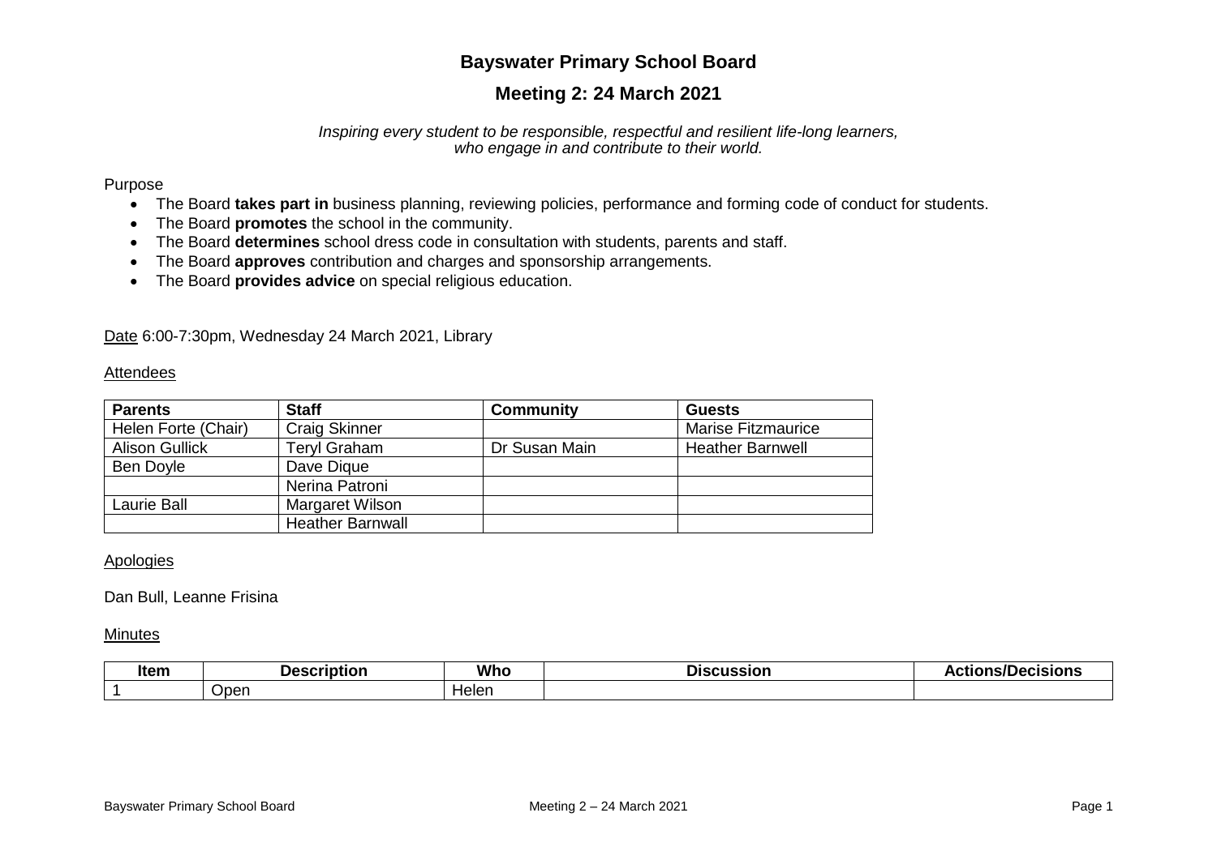# Bayswater Primary School Board

## Meeting 2: 24 March 2021

*Inspiring every student to be responsible, respectful and resilient life-long learners, who engage in and contribute to their world.*

Purpose

- The Board **takes part in** business planning, reviewing policies, performance and forming code of conduct for students.
- The Board **promotes** the school in the community.
- The Board **determines** school dress code in consultation with students, parents and staff.
- The Board **approves** contribution and charges and sponsorship arrangements.
- The Board **provides advice** on special religious education.

Date 6:00-7:30pm, Wednesday 24 March 2021, Library

Attendees

| Parents | Staff | Community | Guests |
|---|---|---|---|
| Helen Forte (Chair) | Craig Skinner | | Marise Fitzmaurice |
| Alison Gullick | Teryl Graham | Dr Susan Main | Heather Barnwell |
| Ben Doyle | Dave Dique | | |
| | Nerina Patroni | | |
| Laurie Ball | Margaret Wilson | | |
| | Heather Barnwall | | |

Apologies

Dan Bull, Leanne Frisina

Minutes

| Item | Description | Who | Discussion | Actions/Decisions |
|---|---|---|---|---|
| 1 | Open | Helen | | |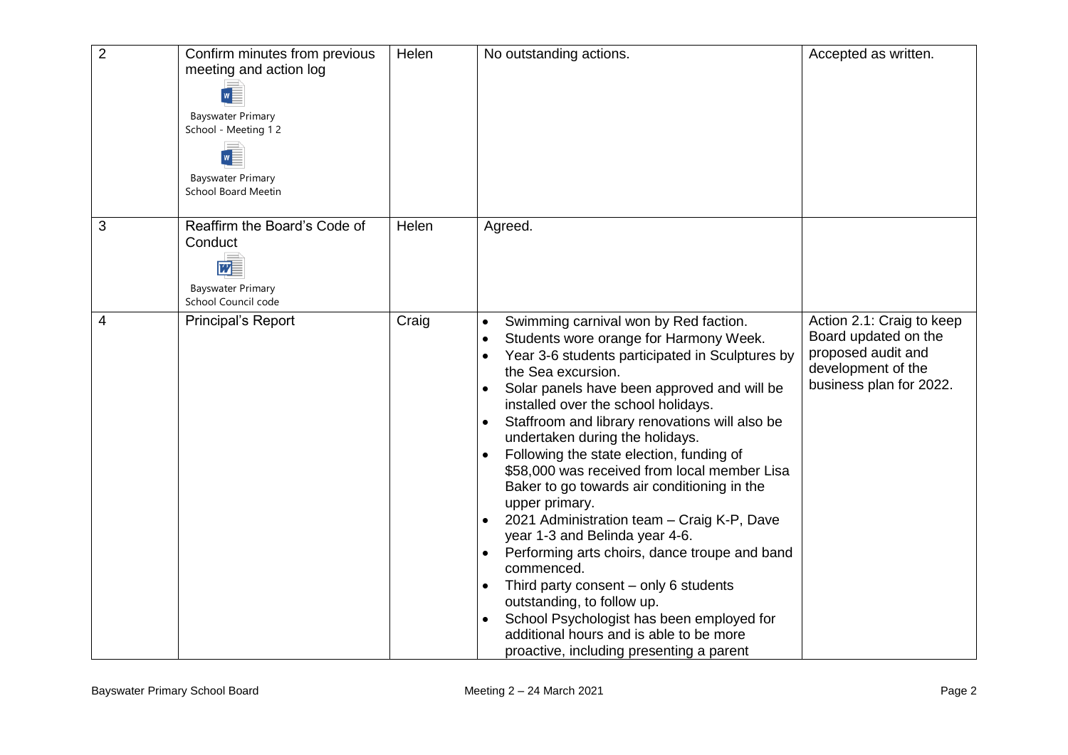| 2 | Confirm minutes from previous meeting and action log<br><br>Bayswater Primary School - Meeting 1 2<br><br>Bayswater Primary School Board Meetin | Helen | No outstanding actions. | Accepted as written. |
|---|---|---|---|---|
| 3 | Reaffirm the Board's Code of Conduct<br><br>Bayswater Primary School Council code | Helen | Agreed. | |
| 4 | Principal's Report | Craig | • Swimming carnival won by Red faction.<br>• Students wore orange for Harmony Week.<br>• Year 3-6 students participated in Sculptures by the Sea excursion.<br>• Solar panels have been approved and will be installed over the school holidays.<br>• Staffroom and library renovations will also be undertaken during the holidays.<br>• Following the state election, funding of $58,000 was received from local member Lisa Baker to go towards air conditioning in the upper primary.<br>• 2021 Administration team – Craig K-P, Dave year 1-3 and Belinda year 4-6.<br>• Performing arts choirs, dance troupe and band commenced.<br>• Third party consent – only 6 students outstanding, to follow up.<br>• School Psychologist has been employed for additional hours and is able to be more proactive, including presenting a parent | Action 2.1: Craig to keep Board updated on the proposed audit and development of the business plan for 2022. |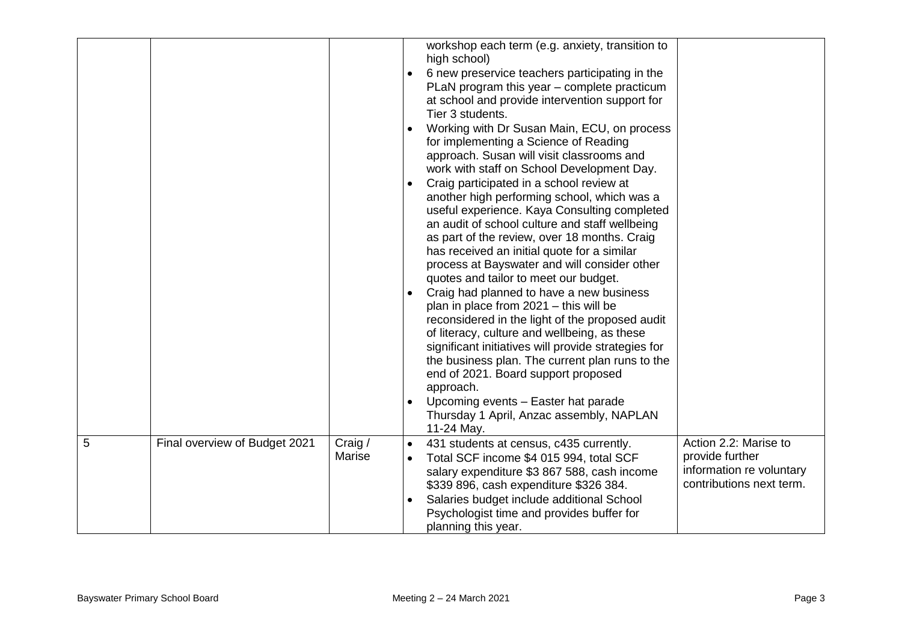| | | | | |
|---|---|---|---|---|
| | | | workshop each term (e.g. anxiety, transition to high school)<br>• 6 new preservice teachers participating in the PLaN program this year – complete practicum at school and provide intervention support for Tier 3 students.<br>• Working with Dr Susan Main, ECU, on process for implementing a Science of Reading approach. Susan will visit classrooms and work with staff on School Development Day.<br>• Craig participated in a school review at another high performing school, which was a useful experience. Kaya Consulting completed an audit of school culture and staff wellbeing as part of the review, over 18 months. Craig has received an initial quote for a similar process at Bayswater and will consider other quotes and tailor to meet our budget.<br>• Craig had planned to have a new business plan in place from 2021 – this will be reconsidered in the light of the proposed audit of literacy, culture and wellbeing, as these significant initiatives will provide strategies for the business plan. The current plan runs to the end of 2021. Board support proposed approach.<br>• Upcoming events – Easter hat parade Thursday 1 April, Anzac assembly, NAPLAN 11-24 May. | |
| 5 | Final overview of Budget 2021 | Craig / Marise | • 431 students at census, c435 currently.<br>• Total SCF income $4 015 994, total SCF salary expenditure $3 867 588, cash income $339 896, cash expenditure $326 384.<br>• Salaries budget include additional School Psychologist time and provides buffer for planning this year. | Action 2.2: Marise to provide further information re voluntary contributions next term. |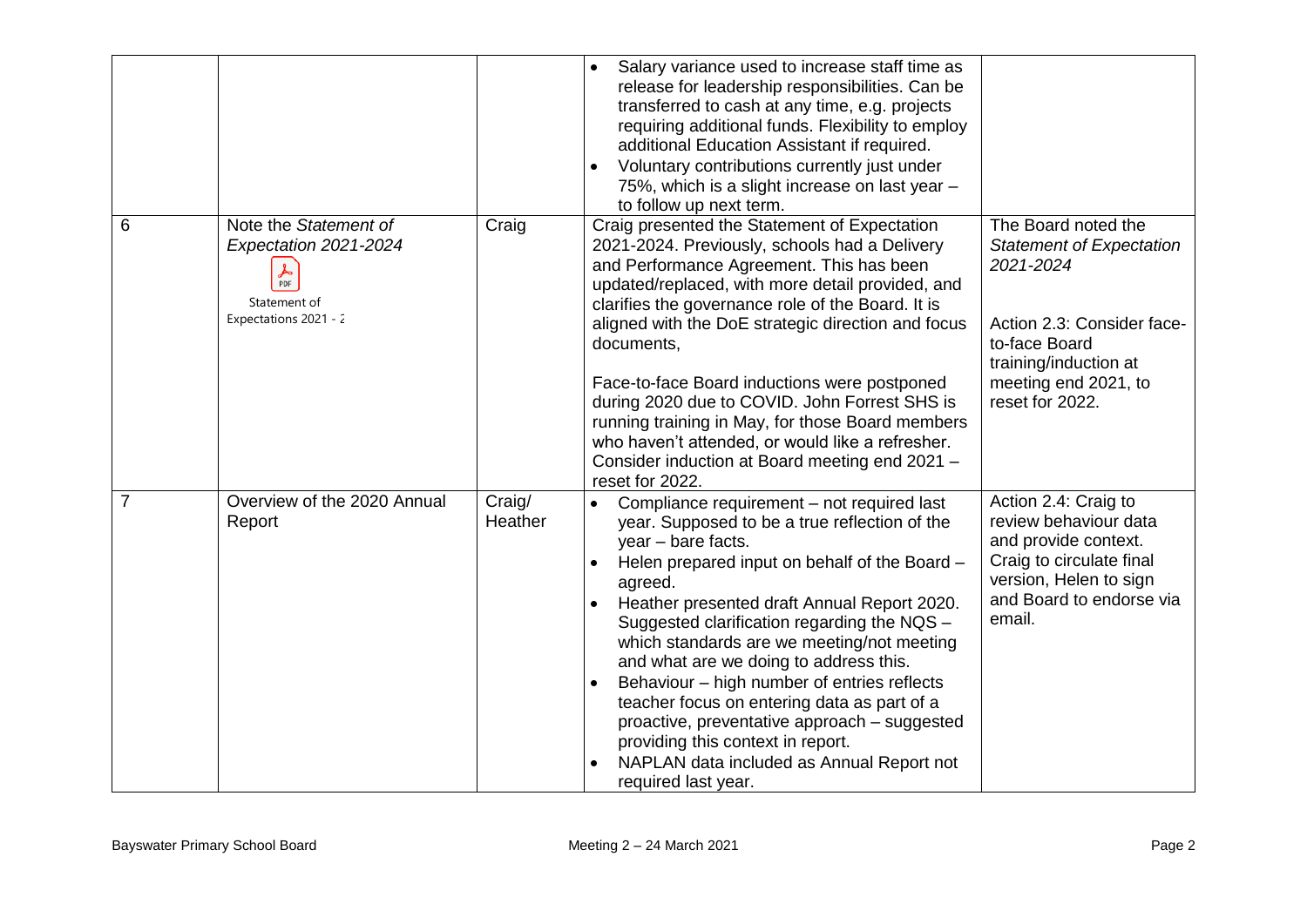| | | | | |
|---|---|---|---|---|
| | | | • Salary variance used to increase staff time as release for leadership responsibilities. Can be transferred to cash at any time, e.g. projects requiring additional funds. Flexibility to employ additional Education Assistant if required.<br>• Voluntary contributions currently just under 75%, which is a slight increase on last year – to follow up next term. | |
| 6 | Note the *Statement of Expectation 2021-2024*<br>Statement of Expectations 2021 - 2 | Craig | Craig presented the Statement of Expectation 2021-2024. Previously, schools had a Delivery and Performance Agreement. This has been updated/replaced, with more detail provided, and clarifies the governance role of the Board. It is aligned with the DoE strategic direction and focus documents,<br><br>Face-to-face Board inductions were postponed during 2020 due to COVID. John Forrest SHS is running training in May, for those Board members who haven't attended, or would like a refresher. Consider induction at Board meeting end 2021 – reset for 2022. | The Board noted the *Statement of Expectation 2021-2024*<br><br>Action 2.3: Consider face-to-face Board training/induction at meeting end 2021, to reset for 2022. |
| 7 | Overview of the 2020 Annual Report | Craig/ Heather | • Compliance requirement – not required last year. Supposed to be a true reflection of the year – bare facts.<br>• Helen prepared input on behalf of the Board – agreed.<br>• Heather presented draft Annual Report 2020. Suggested clarification regarding the NQS – which standards are we meeting/not meeting and what are we doing to address this.<br>• Behaviour – high number of entries reflects teacher focus on entering data as part of a proactive, preventative approach – suggested providing this context in report.<br>• NAPLAN data included as Annual Report not required last year. | Action 2.4: Craig to review behaviour data and provide context. Craig to circulate final version, Helen to sign and Board to endorse via email. |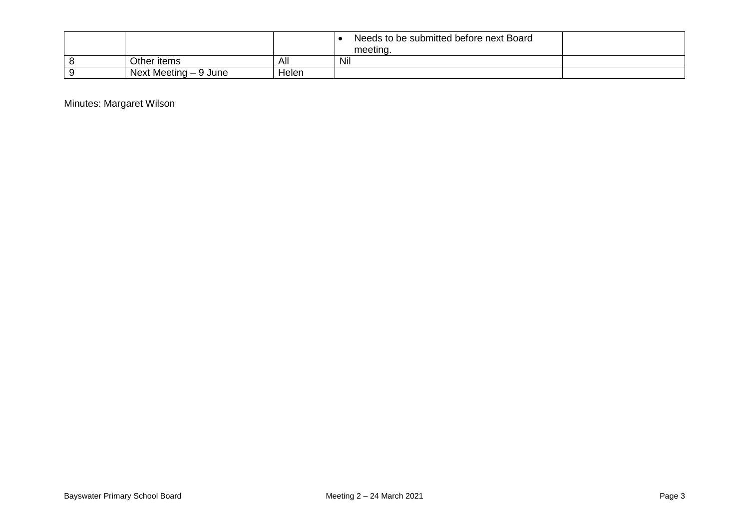| | | | | |
|---|---|---|---|---|
| | | | • Needs to be submitted before next Board meeting. | |
| 8 | Other items | All | Nil | |
| 9 | Next Meeting – 9 June | Helen | | |

Minutes: Margaret Wilson